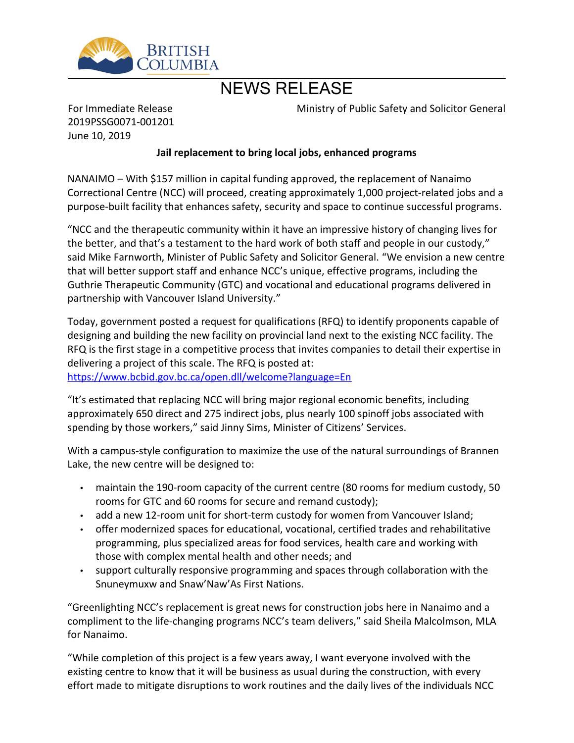# NEWS RELEASE

For Immediate Release
2019PSSG0071-001201
June 10, 2019

Ministry of Public Safety and Solicitor General

**Jail replacement to bring local jobs, enhanced programs**

NANAIMO – With $157 million in capital funding approved, the replacement of Nanaimo Correctional Centre (NCC) will proceed, creating approximately 1,000 project-related jobs and a purpose-built facility that enhances safety, security and space to continue successful programs.

"NCC and the therapeutic community within it have an impressive history of changing lives for the better, and that's a testament to the hard work of both staff and people in our custody," said Mike Farnworth, Minister of Public Safety and Solicitor General. "We envision a new centre that will better support staff and enhance NCC's unique, effective programs, including the Guthrie Therapeutic Community (GTC) and vocational and educational programs delivered in partnership with Vancouver Island University."

Today, government posted a request for qualifications (RFQ) to identify proponents capable of designing and building the new facility on provincial land next to the existing NCC facility. The RFQ is the first stage in a competitive process that invites companies to detail their expertise in delivering a project of this scale. The RFQ is posted at:
https://www.bcbid.gov.bc.ca/open.dll/welcome?language=En

"It's estimated that replacing NCC will bring major regional economic benefits, including approximately 650 direct and 275 indirect jobs, plus nearly 100 spinoff jobs associated with spending by those workers," said Jinny Sims, Minister of Citizens' Services.

With a campus-style configuration to maximize the use of the natural surroundings of Brannen Lake, the new centre will be designed to:

- maintain the 190-room capacity of the current centre (80 rooms for medium custody, 50 rooms for GTC and 60 rooms for secure and remand custody);
- add a new 12-room unit for short-term custody for women from Vancouver Island;
- offer modernized spaces for educational, vocational, certified trades and rehabilitative programming, plus specialized areas for food services, health care and working with those with complex mental health and other needs; and
- support culturally responsive programming and spaces through collaboration with the Snuneymuxw and Snaw'Naw'As First Nations.

"Greenlighting NCC's replacement is great news for construction jobs here in Nanaimo and a compliment to the life-changing programs NCC's team delivers," said Sheila Malcolmson, MLA for Nanaimo.

"While completion of this project is a few years away, I want everyone involved with the existing centre to know that it will be business as usual during the construction, with every effort made to mitigate disruptions to work routines and the daily lives of the individuals NCC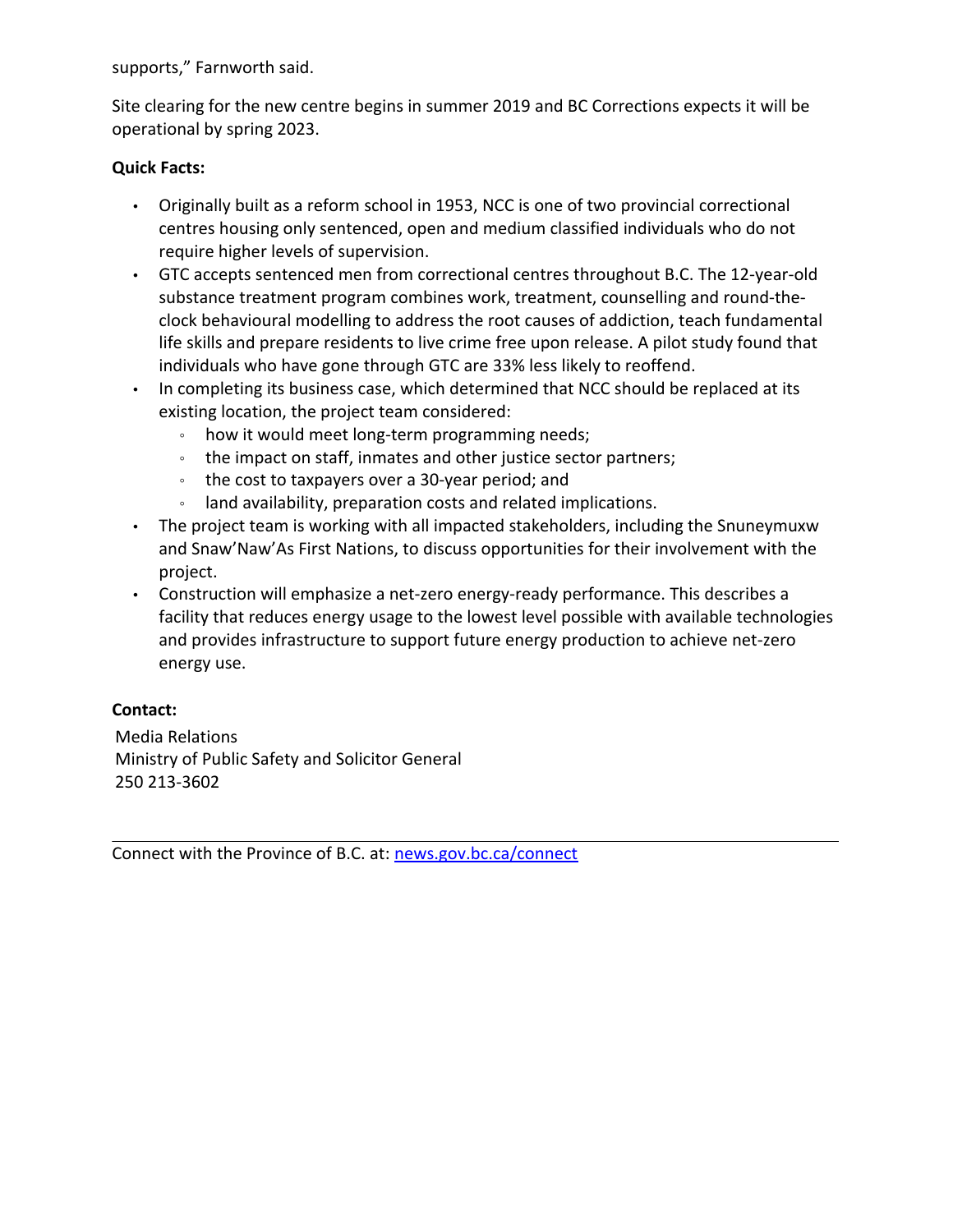supports," Farnworth said.

Site clearing for the new centre begins in summer 2019 and BC Corrections expects it will be operational by spring 2023.

**Quick Facts:**

- Originally built as a reform school in 1953, NCC is one of two provincial correctional centres housing only sentenced, open and medium classified individuals who do not require higher levels of supervision.
- GTC accepts sentenced men from correctional centres throughout B.C. The 12-year-old substance treatment program combines work, treatment, counselling and round-the-clock behavioural modelling to address the root causes of addiction, teach fundamental life skills and prepare residents to live crime free upon release. A pilot study found that individuals who have gone through GTC are 33% less likely to reoffend.
- In completing its business case, which determined that NCC should be replaced at its existing location, the project team considered:
  - how it would meet long-term programming needs;
  - the impact on staff, inmates and other justice sector partners;
  - the cost to taxpayers over a 30-year period; and
  - land availability, preparation costs and related implications.
- The project team is working with all impacted stakeholders, including the Snuneymuxw and Snaw'Naw'As First Nations, to discuss opportunities for their involvement with the project.
- Construction will emphasize a net-zero energy-ready performance. This describes a facility that reduces energy usage to the lowest level possible with available technologies and provides infrastructure to support future energy production to achieve net-zero energy use.

**Contact:**

Media Relations
Ministry of Public Safety and Solicitor General
250 213-3602

---

Connect with the Province of B.C. at: [news.gov.bc.ca/connect](news.gov.bc.ca/connect)